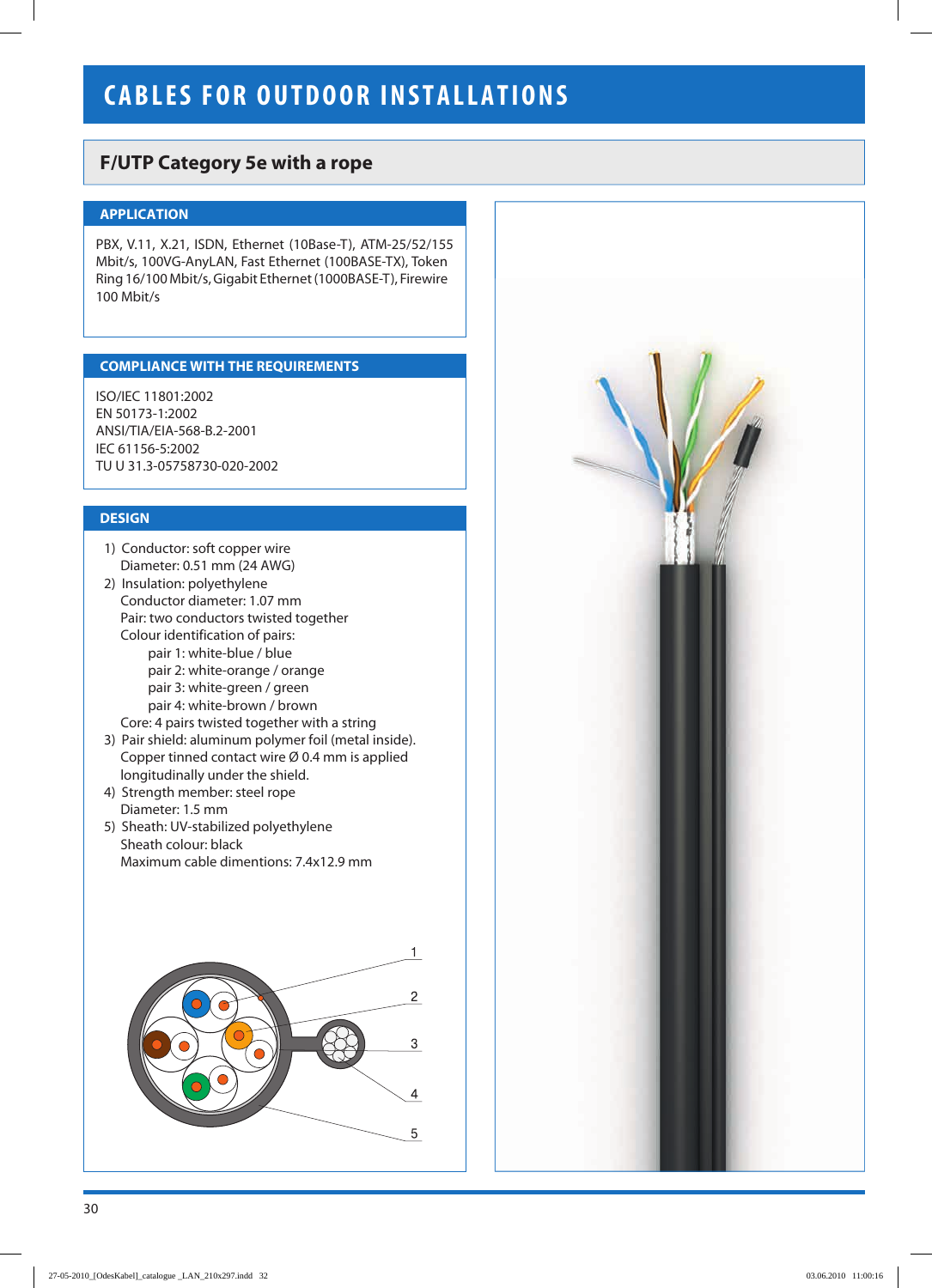# CABLES FOR OUTDOOR INSTALLATIONS

## F/UTP Category 5e with a rope

### APPLICATION

PBX, V.11, X.21, ISDN, Ethernet (10Base-T), ATM-25/52/155 Mbit/s, 100VG-AnyLAN, Fast Ethernet (100BASE-TX), Token Ring 16/100 Mbit/s, Gigabit Ethernet (1000BASE-T), Firewire 100 Mbit/s

### COMPLIANCE WITH THE REQUIREMENTS

ISO/IEC 11801:2002
EN 50173-1:2002
ANSI/TIA/EIA-568-B.2-2001
IEC 61156-5:2002
TU U 31.3-05758730-020-2002

### DESIGN

1) Conductor: soft copper wire
   Diameter: 0.51 mm (24 AWG)
2) Insulation: polyethylene
   Conductor diameter: 1.07 mm
   Pair: two conductors twisted together
   Colour identification of pairs:
   - pair 1: white-blue / blue
   - pair 2: white-orange / orange
   - pair 3: white-green / green
   - pair 4: white-brown / brown

   Core: 4 pairs twisted together with a string
3) Pair shield: aluminum polymer foil (metal inside).
   Copper tinned contact wire Ø 0.4 mm is applied longitudinally under the shield.
4) Strength member: steel rope
   Diameter: 1.5 mm
5) Sheath: UV-stabilized polyethylene
   Sheath colour: black
   Maximum cable dimentions: 7.4x12.9 mm

1
2
3
4
5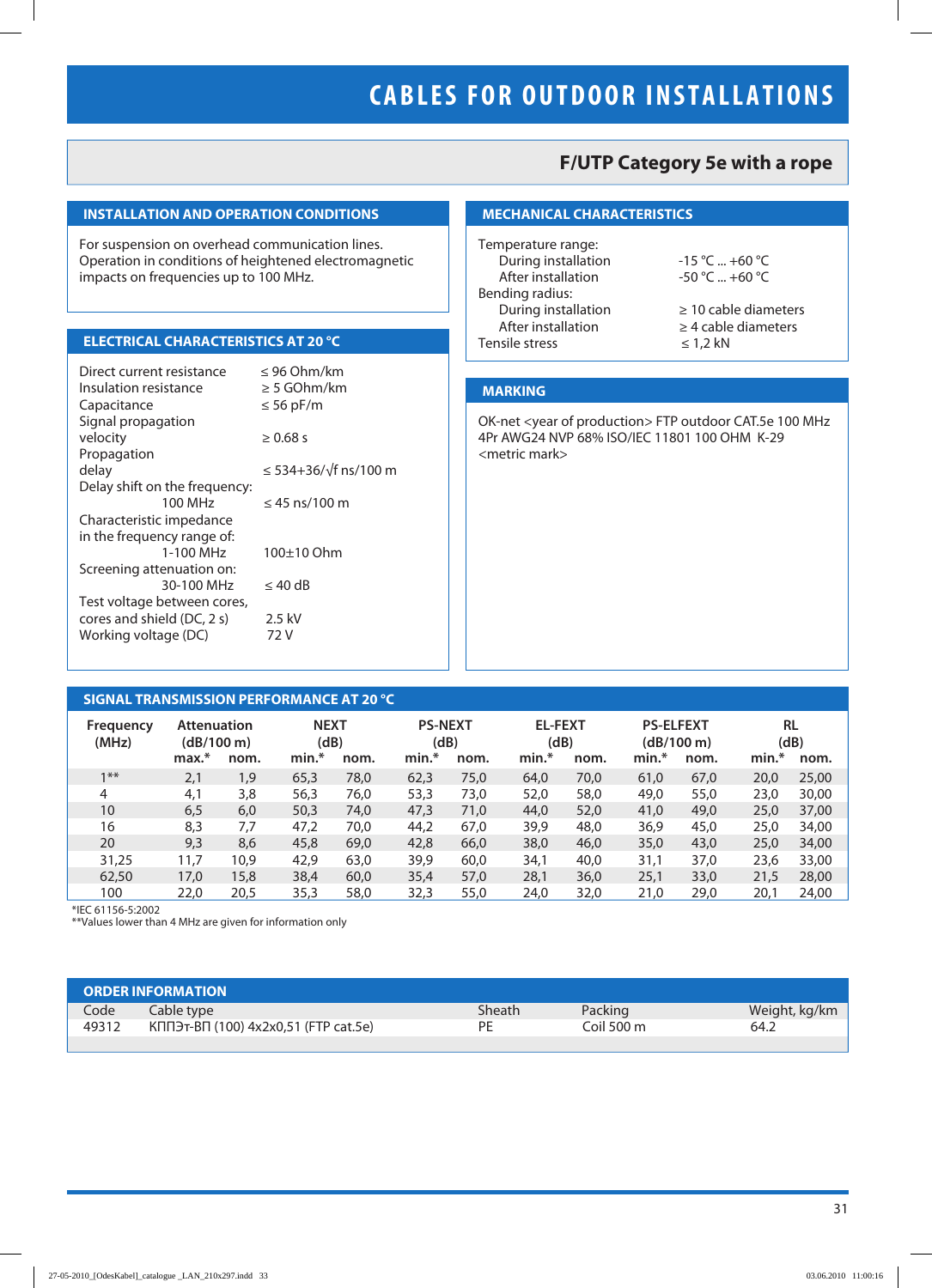# CABLES FOR OUTDOOR INSTALLATIONS

## F/UTP Category 5e with a rope

### INSTALLATION AND OPERATION CONDITIONS

For suspension on overhead communication lines.
Operation in conditions of heightened electromagnetic impacts on frequencies up to 100 MHz.

### ELECTRICAL CHARACTERISTICS AT 20 °C

| | |
|---|---|
| Direct current resistance | ≤ 96 Ohm/km |
| Insulation resistance | ≥ 5 GOhm/km |
| Capacitance | ≤ 56 pF/m |
| Signal propagation velocity | ≥ 0.68 s |
| Propagation delay | ≤ 534+36/√f ns/100 m |
| Delay shift on the frequency: 100 MHz | ≤ 45 ns/100 m |
| Characteristic impedance in the frequency range of: 1-100 MHz | 100±10 Ohm |
| Screening attenuation on: 30-100 MHz | ≤ 40 dB |
| Test voltage between cores, cores and shield (DC, 2 s) | 2.5 kV |
| Working voltage (DC) | 72 V |

### MECHANICAL CHARACTERISTICS

| | |
|---|---|
| Temperature range: | |
| During installation | -15 °C ... +60 °C |
| After installation | -50 °C ... +60 °C |
| Bending radius: | |
| During installation | ≥ 10 cable diameters |
| After installation | ≥ 4 cable diameters |
| Tensile stress | ≤ 1,2 kN |

### MARKING

OK-net <year of production> FTP outdoor CAT.5e 100 MHz 4Pr AWG24 NVP 68% ISO/IEC 11801 100 OHM K-29 <metric mark>

### SIGNAL TRANSMISSION PERFORMANCE AT 20 °C

| Frequency (MHz) | Attenuation (dB/100 m) | | NEXT (dB) | | PS-NEXT (dB) | | EL-FEXT (dB) | | PS-ELFEXT (dB/100 m) | | RL (dB) | |
|---|---|---|---|---|---|---|---|---|---|---|---|---|
| | max.* | nom. | min.* | nom. | min.* | nom. | min.* | nom. | min.* | nom. | min.* | nom. |
| 1** | 2,1 | 1,9 | 65,3 | 78,0 | 62,3 | 75,0 | 64,0 | 70,0 | 61,0 | 67,0 | 20,0 | 25,00 |
| 4 | 4,1 | 3,8 | 56,3 | 76,0 | 53,3 | 73,0 | 52,0 | 58,0 | 49,0 | 55,0 | 23,0 | 30,00 |
| 10 | 6,5 | 6,0 | 50,3 | 74,0 | 47,3 | 71,0 | 44,0 | 52,0 | 41,0 | 49,0 | 25,0 | 37,00 |
| 16 | 8,3 | 7,7 | 47,2 | 70,0 | 44,2 | 67,0 | 39,9 | 48,0 | 36,9 | 45,0 | 25,0 | 34,00 |
| 20 | 9,3 | 8,6 | 45,8 | 69,0 | 42,8 | 66,0 | 38,0 | 46,0 | 35,0 | 43,0 | 25,0 | 34,00 |
| 31,25 | 11,7 | 10,9 | 42,9 | 63,0 | 39,9 | 60,0 | 34,1 | 40,0 | 31,1 | 37,0 | 23,6 | 33,00 |
| 62,50 | 17,0 | 15,8 | 38,4 | 60,0 | 35,4 | 57,0 | 28,1 | 36,0 | 25,1 | 33,0 | 21,5 | 28,00 |
| 100 | 22,0 | 20,5 | 35,3 | 58,0 | 32,3 | 55,0 | 24,0 | 32,0 | 21,0 | 29,0 | 20,1 | 24,00 |

*IEC 61156-5:2002
**Values lower than 4 MHz are given for information only

### ORDER INFORMATION

| Code | Cable type | Sheath | Packing | Weight, kg/km |
|---|---|---|---|---|
| 49312 | КПППЭт-ВП (100) 4x2x0,51 (FTP cat.5e) | PE | Coil 500 m | 64.2 |